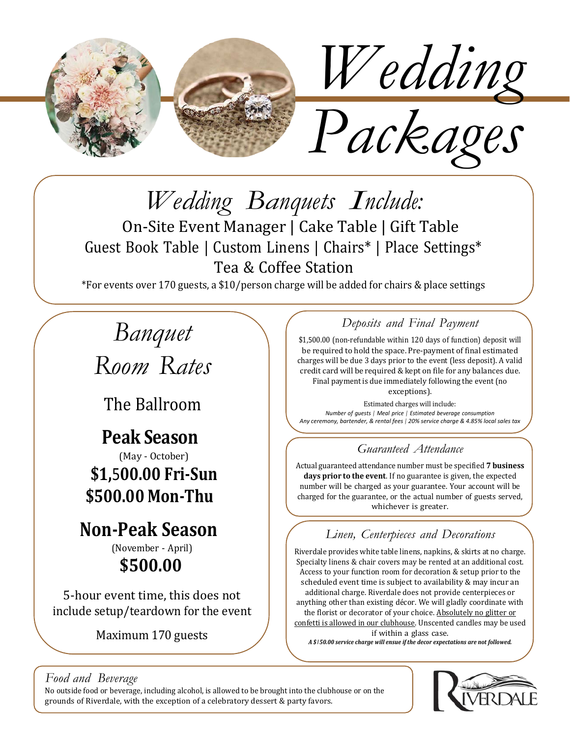# Wedding Packages

## Wedding Banquets Include:

On-Site Event Manager | Cake Table | Gift Table
Guest Book Table | Custom Linens | Chairs* | Place Settings*
Tea & Coffee Station

*For events over 170 guests, a $10/person charge will be added for chairs & place settings

## Banquet Room Rates

The Ballroom

**Peak Season**
(May - October)
**$1,500.00 Fri-Sun**
**$500.00 Mon-Thu**

**Non-Peak Season**
(November - April)
**$500.00**

5-hour event time, this does not include setup/teardown for the event

Maximum 170 guests

### Deposits and Final Payment

$1,500.00 (non-refundable within 120 days of function) deposit will be required to hold the space. Pre-payment of final estimated charges will be due 3 days prior to the event (less deposit). A valid credit card will be required & kept on file for any balances due. Final payment is due immediately following the event (no exceptions).

Estimated charges will include:
*Number of guests | Meal price | Estimated beverage consumption*
*Any ceremony, bartender, & rental fees | 20% service charge & 4.85% local sales tax*

### Guaranteed Attendance

Actual guaranteed attendance number must be specified **7 business days prior to the event**. If no guarantee is given, the expected number will be charged as your guarantee. Your account will be charged for the guarantee, or the actual number of guests served, whichever is greater.

### Linen, Centerpieces and Decorations

Riverdale provides white table linens, napkins, & skirts at no charge. Specialty linens & chair covers may be rented at an additional cost. Access to your function room for decoration & setup prior to the scheduled event time is subject to availability & may incur an additional charge. Riverdale does not provide centerpieces or anything other than existing décor. We will gladly coordinate with the florist or decorator of your choice. Absolutely no glitter or confetti is allowed in our clubhouse. Unscented candles may be used if within a glass case.

***A $150.00 service charge will ensue if the decor expectations are not followed.***

### Food and Beverage

No outside food or beverage, including alcohol, is allowed to be brought into the clubhouse or on the grounds of Riverdale, with the exception of a celebratory dessert & party favors.

RIVERDALE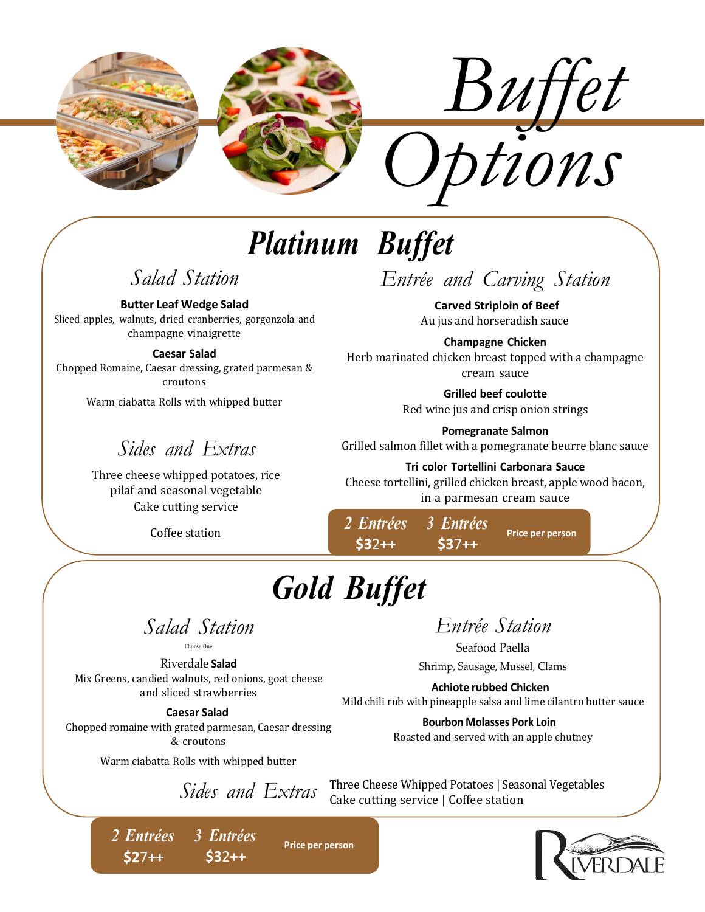# Buffet Options

## Platinum Buffet

### Salad Station

**Butter Leaf Wedge Salad**
Sliced apples, walnuts, dried cranberries, gorgonzola and champagne vinaigrette

**Caesar Salad**
Chopped Romaine, Caesar dressing, grated parmesan & croutons

Warm ciabatta Rolls with whipped butter

### Sides and Extras

Three cheese whipped potatoes, rice pilaf and seasonal vegetable
Cake cutting service

Coffee station

### Entrée and Carving Station

**Carved Striploin of Beef**
Au jus and horseradish sauce

**Champagne Chicken**
Herb marinated chicken breast topped with a champagne cream sauce

**Grilled beef coulotte**
Red wine jus and crisp onion strings

**Pomegranate Salmon**
Grilled salmon fillet with a pomegranate beurre blanc sauce

**Tri color Tortellini Carbonara Sauce**
Cheese tortellini, grilled chicken breast, apple wood bacon, in a parmesan cream sauce

*2 Entrées* **$32++** | *3 Entrées* **$37++** | **Price per person**

## Gold Buffet

### Salad Station

Choose One

Riverdale **Salad**
Mix Greens, candied walnuts, red onions, goat cheese and sliced strawberries

**Caesar Salad**
Chopped romaine with grated parmesan, Caesar dressing & croutons

Warm ciabatta Rolls with whipped butter

### Entrée Station

Seafood Paella
Shrimp, Sausage, Mussel, Clams

**Achiote rubbed Chicken**
Mild chili rub with pineapple salsa and lime cilantro butter sauce

**Bourbon Molasses Pork Loin**
Roasted and served with an apple chutney

### Sides and Extras

Three Cheese Whipped Potatoes | Seasonal Vegetables
Cake cutting service | Coffee station

*2 Entrées* **$27++** | *3 Entrées* **$32++** | **Price per person**

RIVERDALE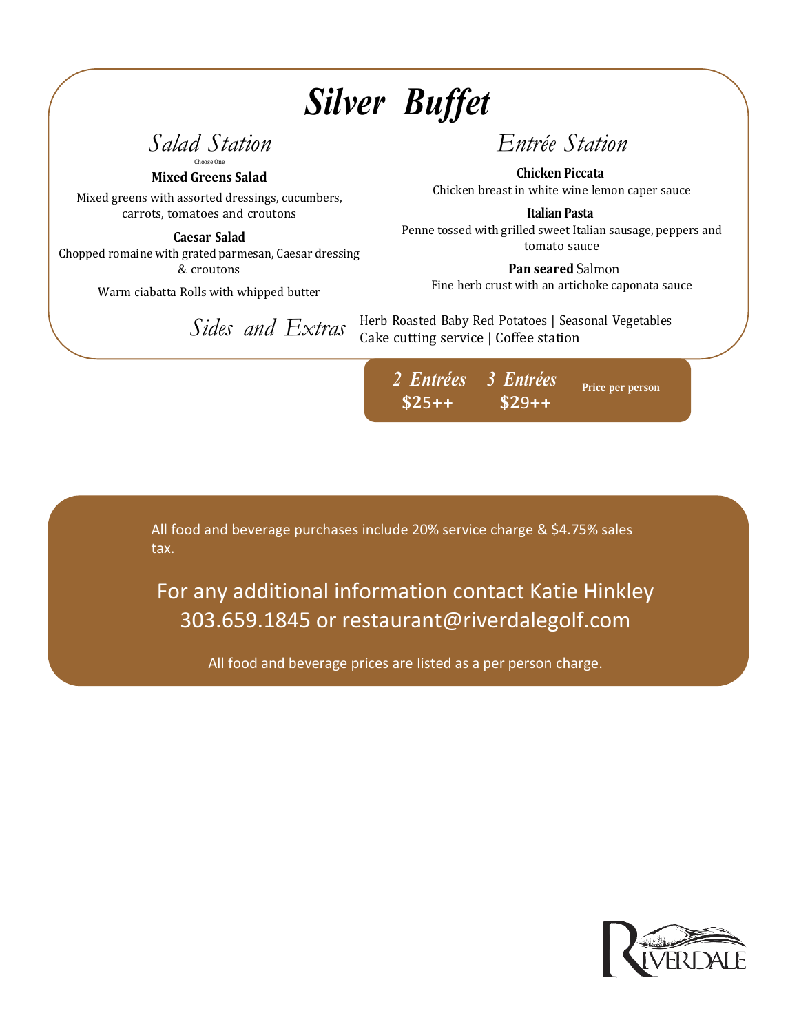# Silver Buffet

## Salad Station

Choose One

**Mixed Greens Salad**

Mixed greens with assorted dressings, cucumbers, carrots, tomatoes and croutons

**Caesar Salad**

Chopped romaine with grated parmesan, Caesar dressing & croutons

Warm ciabatta Rolls with whipped butter

## Entrée Station

**Chicken Piccata**

Chicken breast in white wine lemon caper sauce

**Italian Pasta**

Penne tossed with grilled sweet Italian sausage, peppers and tomato sauce

**Pan seared** Salmon

Fine herb crust with an artichoke caponata sauce

## Sides and Extras

Herb Roasted Baby Red Potatoes | Seasonal Vegetables

Cake cutting service | Coffee station

| 2 Entrées | 3 Entrées | Price per person |
|---|---|---|
| $25++ | $29++ | |

All food and beverage purchases include 20% service charge & $4.75% sales tax.

For any additional information contact Katie Hinkley 303.659.1845 or restaurant@riverdalegolf.com

All food and beverage prices are listed as a per person charge.

RIVERDALE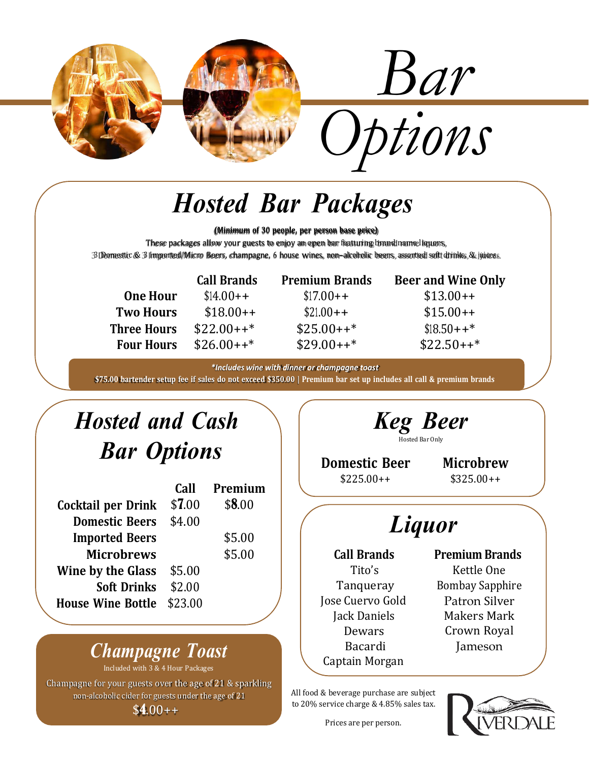# Bar Options

## Hosted Bar Packages

**(Minimum of 30 people, per person base price)**

These packages allow your guests to enjoy an open bar featuring brand name liquors, 3 Domestic & 3 Imported/Micro Beers, champagne, 6 house wines, non-alcoholic beers, assorted soft drinks, & juices.

| | Call Brands | Premium Brands | Beer and Wine Only |
|---|---|---|---|
| **One Hour** | $14.00++ | $17.00++ | $13.00++ |
| **Two Hours** | $18.00++ | $21.00++ | $15.00++ |
| **Three Hours** | $22.00++* | $25.00++* | $18.50++* |
| **Four Hours** | $26.00++* | $29.00++* | $22.50++* |

*\*Includes wine with dinner or champagne toast*

**$75.00 bartender setup fee if sales do not exceed $350.00 | Premium bar set up includes all call & premium brands**

## Hosted and Cash Bar Options

| | Call | Premium |
|---|---|---|
| **Cocktail per Drink** | $7.00 | $8.00 |
| **Domestic Beers** | $4.00 | |
| **Imported Beers** | | $5.00 |
| **Microbrews** | | $5.00 |
| **Wine by the Glass** | $5.00 | |
| **Soft Drinks** | $2.00 | |
| **House Wine Bottle** | $23.00 | |

## Champagne Toast

Included with 3 & 4 Hour Packages

Champagne for your guests over the age of 21 & sparkling non-alcoholic cider for guests under the age of 21

$4.00++

## Keg Beer

Hosted Bar Only

| Domestic Beer | Microbrew |
|---|---|
| $225.00++ | $325.00++ |

## Liquor

| Call Brands | Premium Brands |
|---|---|
| Tito's | Kettle One |
| Tanqueray | Bombay Sapphire |
| Jose Cuervo Gold | Patron Silver |
| Jack Daniels | Makers Mark |
| Dewars | Crown Royal |
| Bacardi | Jameson |
| Captain Morgan | |

All food & beverage purchase are subject to 20% service charge & 4.85% sales tax.

Prices are per person.

RIVERDALE